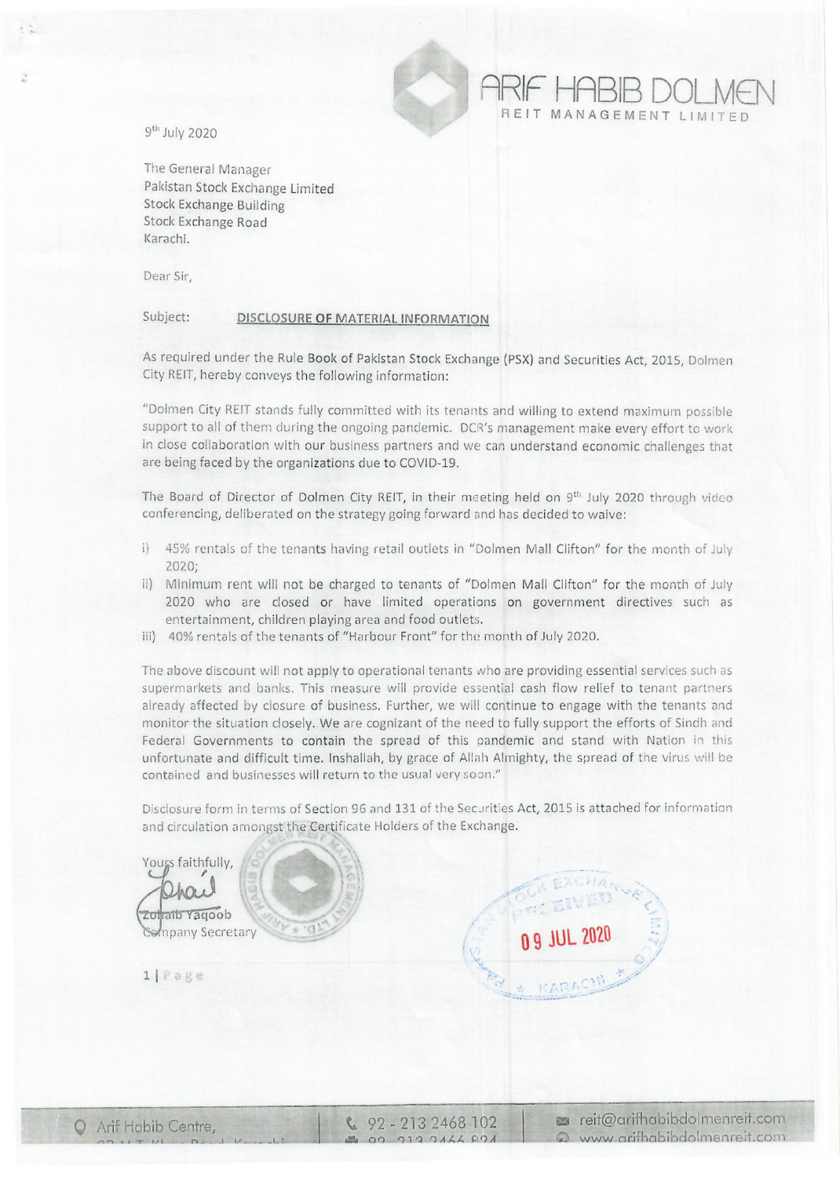**ARIF HABIB DOLMEN**
REIT MANAGEMENT LIMITED

9th July 2020

The General Manager
Pakistan Stock Exchange Limited
Stock Exchange Building
Stock Exchange Road
Karachi.

Dear Sir,

Subject: **DISCLOSURE OF MATERIAL INFORMATION**

As required under the Rule Book of Pakistan Stock Exchange (PSX) and Securities Act, 2015, Dolmen City REIT, hereby conveys the following information:

"Dolmen City REIT stands fully committed with its tenants and willing to extend maximum possible support to all of them during the ongoing pandemic. DCR's management make every effort to work in close collaboration with our business partners and we can understand economic challenges that are being faced by the organizations due to COVID-19.

The Board of Director of Dolmen City REIT, in their meeting held on 9th July 2020 through video conferencing, deliberated on the strategy going forward and has decided to waive:

i) 45% rentals of the tenants having retail outlets in "Dolmen Mall Clifton" for the month of July 2020;
ii) Minimum rent will not be charged to tenants of "Dolmen Mall Clifton" for the month of July 2020 who are closed or have limited operations on government directives such as entertainment, children playing area and food outlets.
iii) 40% rentals of the tenants of "Harbour Front" for the month of July 2020.

The above discount will not apply to operational tenants who are providing essential services such as supermarkets and banks. This measure will provide essential cash flow relief to tenant partners already affected by closure of business. Further, we will continue to engage with the tenants and monitor the situation closely. We are cognizant of the need to fully support the efforts of Sindh and Federal Governments to contain the spread of this pandemic and stand with Nation in this unfortunate and difficult time. Inshallah, by grace of Allah Almighty, the spread of the virus will be contained and businesses will return to the usual very soon."

Disclosure form in terms of Section 96 and 131 of the Securities Act, 2015 is attached for information and circulation amongst the Certificate Holders of the Exchange.

Yours faithfully,

Zohaib Yaqoob
Company Secretary

PAKISTAN STOCK EXCHANGE LIMITED
RECEIVED
09 JUL 2020
KARACHI

Arif Habib Centre, | 92 - 213 2468 102 | reit@arifhabibdolmenreit.com | www.arifhabibdolmenreit.com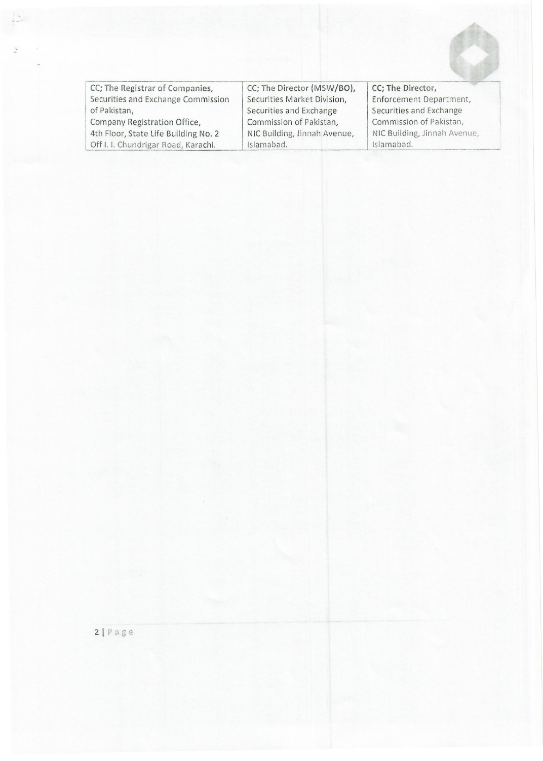| CC; The Registrar of Companies,<br>Securities and Exchange Commission of Pakistan,<br>Company Registration Office,<br>4th Floor, State Life Building No. 2<br>Off I. I. Chundrigar Road, Karachi. | CC; The Director (MSW/BO),<br>Securities Market Division,<br>Securities and Exchange Commission of Pakistan,<br>NIC Building, Jinnah Avenue,<br>Islamabad. | CC; The Director,<br>Enforcement Department,<br>Securities and Exchange Commission of Pakistan,<br>NIC Building, Jinnah Avenue,<br>Islamabad. |
|---|---|---|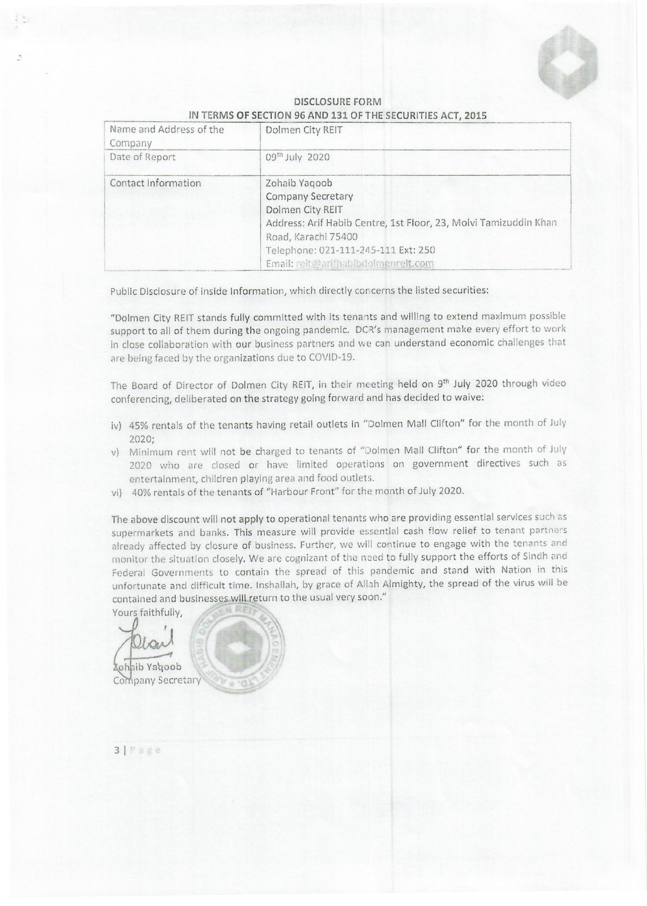**DISCLOSURE FORM**
**IN TERMS OF SECTION 96 AND 131 OF THE SECURITIES ACT, 2015**

| Name and Address of the Company | Dolmen City REIT |
|---|---|
| Date of Report | 09th July 2020 |
| Contact Information | Zohaib Yaqoob<br>Company Secretary<br>Dolmen City REIT<br>Address: Arif Habib Centre, 1st Floor, 23, Molvi Tamizuddin Khan Road, Karachi 75400<br>Telephone: 021-111-245-111 Ext: 250<br>Email: reit@arifhabibdolmenreit.com |

Public Disclosure of inside Information, which directly concerns the listed securities:

"Dolmen City REIT stands fully committed with its tenants and willing to extend maximum possible support to all of them during the ongoing pandemic. DCR's management make every effort to work in close collaboration with our business partners and we can understand economic challenges that are being faced by the organizations due to COVID-19.

The Board of Director of Dolmen City REIT, in their meeting held on 9th July 2020 through video conferencing, deliberated on the strategy going forward and has decided to waive:

iv) 45% rentals of the tenants having retail outlets in "Dolmen Mall Clifton" for the month of July 2020;

v) Minimum rent will not be charged to tenants of "Dolmen Mall Clifton" for the month of July 2020 who are closed or have limited operations on government directives such as entertainment, children playing area and food outlets.

vi) 40% rentals of the tenants of "Harbour Front" for the month of July 2020.

The above discount will not apply to operational tenants who are providing essential services such as supermarkets and banks. This measure will provide essential cash flow relief to tenant partners already affected by closure of business. Further, we will continue to engage with the tenants and monitor the situation closely. We are cognizant of the need to fully support the efforts of Sindh and Federal Governments to contain the spread of this pandemic and stand with Nation in this unfortunate and difficult time. Inshallah, by grace of Allah Almighty, the spread of the virus will be contained and businesses will return to the usual very soon."

Yours faithfully,

Zohaib Yaqoob
Company Secretary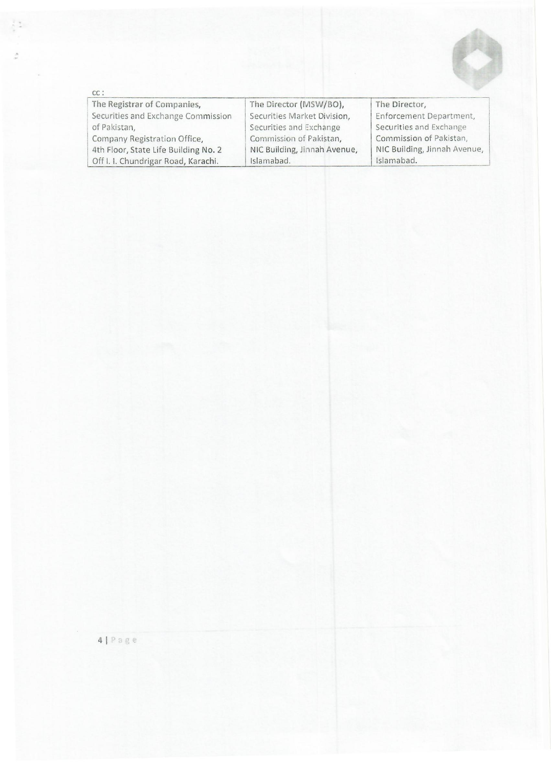cc :

| | | |
|---|---|---|
| The Registrar of Companies,<br>Securities and Exchange Commission of Pakistan,<br>Company Registration Office,<br>4th Floor, State Life Building No. 2<br>Off I. I. Chundrigar Road, Karachi. | The Director (MSW/BO),<br>Securities Market Division,<br>Securities and Exchange Commission of Pakistan,<br>NIC Building, Jinnah Avenue,<br>Islamabad. | The Director,<br>Enforcement Department,<br>Securities and Exchange Commission of Pakistan,<br>NIC Building, Jinnah Avenue,<br>Islamabad. |